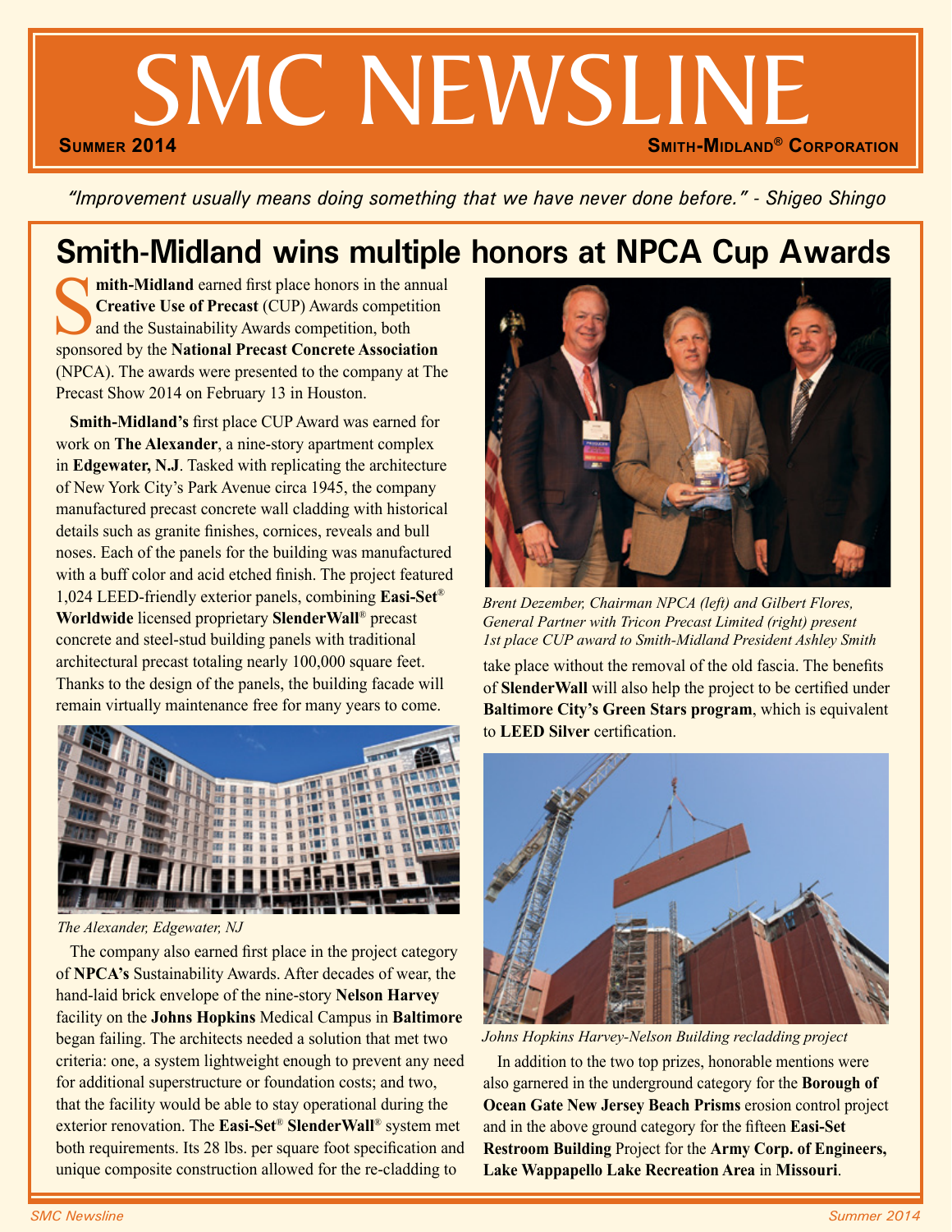# SMC NEWSLINE

**Summer 2014** **Smith-Midland® Corporation**

*"Improvement usually means doing something that we have never done before." - Shigeo Shingo*

## Smith-Midland wins multiple honors at NPCA Cup Awards

**Smith-Midland** earned first place honors in the annual **Creative Use of Precast** (CUP) Awards competition and the Sustainability Awards competition, both sponsored by the **National Precast Concrete Association** (NPCA). The awards were presented to the company at The Precast Show 2014 on February 13 in Houston.

**Smith-Midland's** first place CUP Award was earned for work on **The Alexander**, a nine-story apartment complex in **Edgewater, N.J**. Tasked with replicating the architecture of New York City's Park Avenue circa 1945, the company manufactured precast concrete wall cladding with historical details such as granite finishes, cornices, reveals and bull noses. Each of the panels for the building was manufactured with a buff color and acid etched finish. The project featured 1,024 LEED-friendly exterior panels, combining **Easi-Set® Worldwide** licensed proprietary **SlenderWall®** precast concrete and steel-stud building panels with traditional architectural precast totaling nearly 100,000 square feet. Thanks to the design of the panels, the building facade will remain virtually maintenance free for many years to come.

*The Alexander, Edgewater, NJ*

The company also earned first place in the project category of **NPCA's** Sustainability Awards. After decades of wear, the hand-laid brick envelope of the nine-story **Nelson Harvey** facility on the **Johns Hopkins** Medical Campus in **Baltimore** began failing. The architects needed a solution that met two criteria: one, a system lightweight enough to prevent any need for additional superstructure or foundation costs; and two, that the facility would be able to stay operational during the exterior renovation. The **Easi-Set® SlenderWall®** system met both requirements. Its 28 lbs. per square foot specification and unique composite construction allowed for the re-cladding to take place without the removal of the old fascia. The benefits of **SlenderWall** will also help the project to be certified under **Baltimore City's Green Stars program**, which is equivalent to **LEED Silver** certification.

*Brent Dezember, Chairman NPCA (left) and Gilbert Flores, General Partner with Tricon Precast Limited (right) present 1st place CUP award to Smith-Midland President Ashley Smith*

*Johns Hopkins Harvey-Nelson Building recladding project*

In addition to the two top prizes, honorable mentions were also garnered in the underground category for the **Borough of Ocean Gate New Jersey Beach Prisms** erosion control project and in the above ground category for the fifteen **Easi-Set Restroom Building** Project for the **Army Corp. of Engineers, Lake Wappapello Lake Recreation Area** in **Missouri**.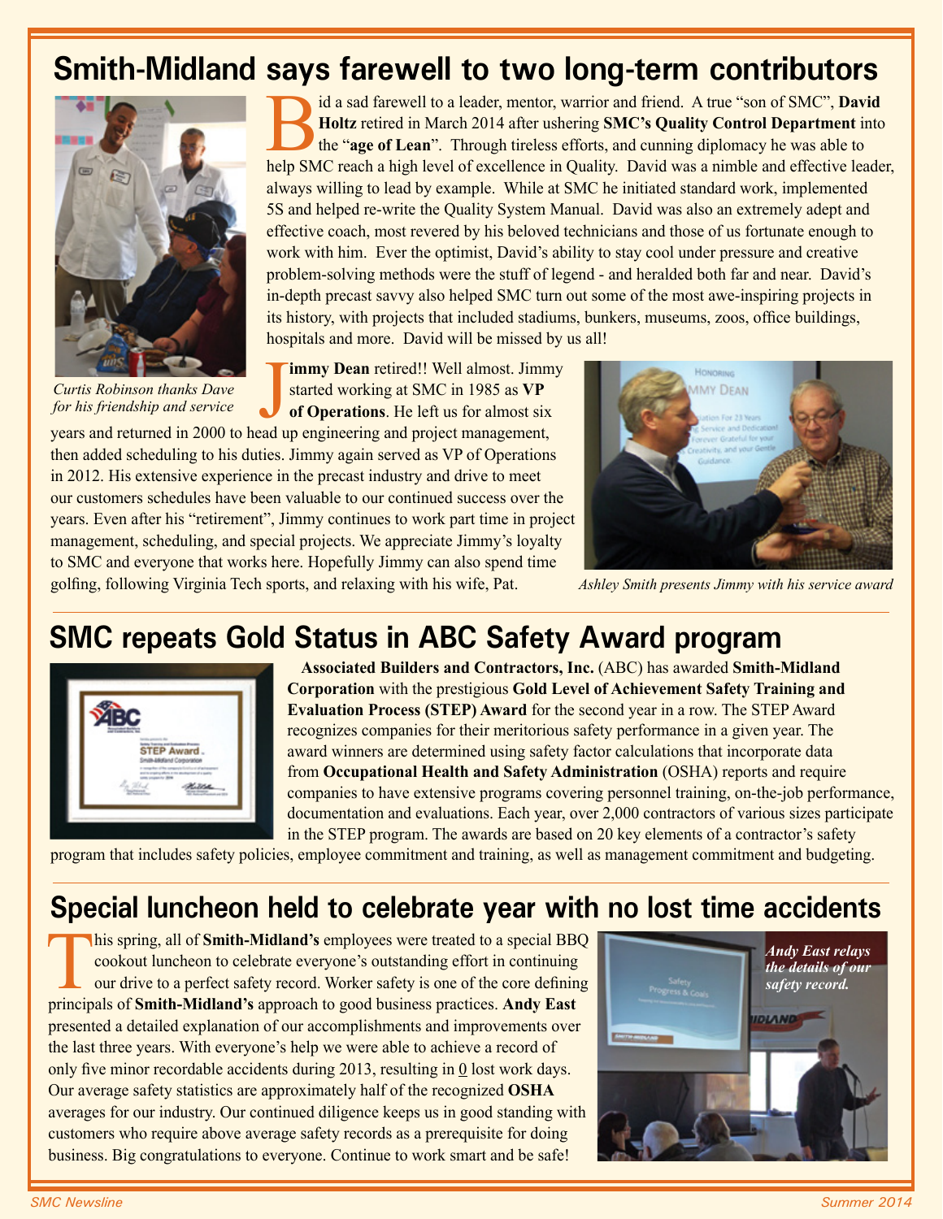# Smith-Midland says farewell to two long-term contributors

*Curtis Robinson thanks Dave for his friendship and service*

Bid a sad farewell to a leader, mentor, warrior and friend. A true "son of SMC", **David Holtz** retired in March 2014 after ushering **SMC's Quality Control Department** into the "**age of Lean**". Through tireless efforts, and cunning diplomacy he was able to help SMC reach a high level of excellence in Quality. David was a nimble and effective leader, always willing to lead by example. While at SMC he initiated standard work, implemented 5S and helped re-write the Quality System Manual. David was also an extremely adept and effective coach, most revered by his beloved technicians and those of us fortunate enough to work with him. Ever the optimist, David's ability to stay cool under pressure and creative problem-solving methods were the stuff of legend - and heralded both far and near. David's in-depth precast savvy also helped SMC turn out some of the most awe-inspiring projects in its history, with projects that included stadiums, bunkers, museums, zoos, office buildings, hospitals and more. David will be missed by us all!

**Jimmy Dean** retired!! Well almost. Jimmy started working at SMC in 1985 as **VP of Operations**. He left us for almost six years and returned in 2000 to head up engineering and project management, then added scheduling to his duties. Jimmy again served as VP of Operations in 2012. His extensive experience in the precast industry and drive to meet our customers schedules have been valuable to our continued success over the years. Even after his "retirement", Jimmy continues to work part time in project management, scheduling, and special projects. We appreciate Jimmy's loyalty to SMC and everyone that works here. Hopefully Jimmy can also spend time golfing, following Virginia Tech sports, and relaxing with his wife, Pat.

*Ashley Smith presents Jimmy with his service award*

# SMC repeats Gold Status in ABC Safety Award program

**Associated Builders and Contractors, Inc.** (ABC) has awarded **Smith-Midland Corporation** with the prestigious **Gold Level of Achievement Safety Training and Evaluation Process (STEP) Award** for the second year in a row. The STEP Award recognizes companies for their meritorious safety performance in a given year. The award winners are determined using safety factor calculations that incorporate data from **Occupational Health and Safety Administration** (OSHA) reports and require companies to have extensive programs covering personnel training, on-the-job performance, documentation and evaluations. Each year, over 2,000 contractors of various sizes participate in the STEP program. The awards are based on 20 key elements of a contractor's safety program that includes safety policies, employee commitment and training, as well as management commitment and budgeting.

# Special luncheon held to celebrate year with no lost time accidents

This spring, all of **Smith-Midland's** employees were treated to a special BBQ cookout luncheon to celebrate everyone's outstanding effort in continuing our drive to a perfect safety record. Worker safety is one of the core defining principals of **Smith-Midland's** approach to good business practices. **Andy East** presented a detailed explanation of our accomplishments and improvements over the last three years. With everyone's help we were able to achieve a record of only five minor recordable accidents during 2013, resulting in 0 lost work days. Our average safety statistics are approximately half of the recognized **OSHA** averages for our industry. Our continued diligence keeps us in good standing with customers who require above average safety records as a prerequisite for doing business. Big congratulations to everyone. Continue to work smart and be safe!

***Andy East relays the details of our safety record.***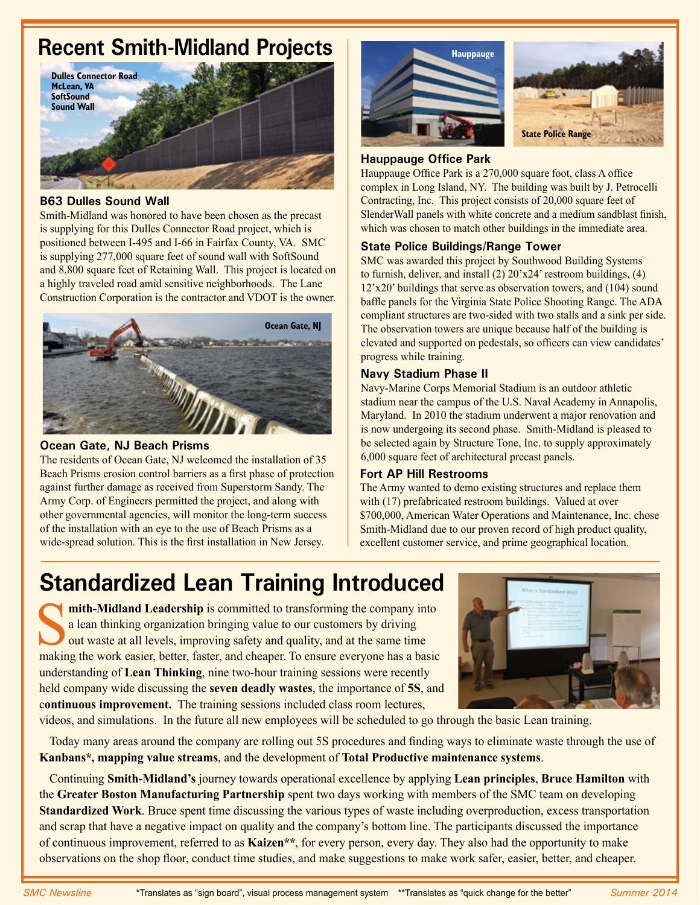# Recent Smith-Midland Projects

Dulles Connector Road McLean, VA SoftSound Sound Wall

### B63 Dulles Sound Wall

Smith-Midland was honored to have been chosen as the precast is supplying for this Dulles Connector Road project, which is positioned between I-495 and I-66 in Fairfax County, VA. SMC is supplying 277,000 square feet of sound wall with SoftSound and 8,800 square feet of Retaining Wall. This project is located on a highly traveled road amid sensitive neighborhoods. The Lane Construction Corporation is the contractor and VDOT is the owner.

Ocean Gate, NJ

### Ocean Gate, NJ Beach Prisms

The residents of Ocean Gate, NJ welcomed the installation of 35 Beach Prisms erosion control barriers as a first phase of protection against further damage as received from Superstorm Sandy. The Army Corp. of Engineers permitted the project, and along with other governmental agencies, will monitor the long-term success of the installation with an eye to the use of Beach Prisms as a wide-spread solution. This is the first installation in New Jersey.

Hauppauge

State Police Range

### Hauppauge Office Park

Hauppauge Office Park is a 270,000 square foot, class A office complex in Long Island, NY. The building was built by J. Petrocelli Contracting, Inc. This project consists of 20,000 square feet of SlenderWall panels with white concrete and a medium sandblast finish, which was chosen to match other buildings in the immediate area.

### State Police Buildings/Range Tower

SMC was awarded this project by Southwood Building Systems to furnish, deliver, and install (2) 20'x24' restroom buildings, (4) 12'x20' buildings that serve as observation towers, and (104) sound baffle panels for the Virginia State Police Shooting Range. The ADA compliant structures are two-sided with two stalls and a sink per side. The observation towers are unique because half of the building is elevated and supported on pedestals, so officers can view candidates' progress while training.

### Navy Stadium Phase II

Navy-Marine Corps Memorial Stadium is an outdoor athletic stadium near the campus of the U.S. Naval Academy in Annapolis, Maryland. In 2010 the stadium underwent a major renovation and is now undergoing its second phase. Smith-Midland is pleased to be selected again by Structure Tone, Inc. to supply approximately 6,000 square feet of architectural precast panels.

### Fort AP Hill Restrooms

The Army wanted to demo existing structures and replace them with (17) prefabricated restroom buildings. Valued at over $700,000, American Water Operations and Maintenance, Inc. chose Smith-Midland due to our proven record of high product quality, excellent customer service, and prime geographical location.

# Standardized Lean Training Introduced

**Smith-Midland Leadership** is committed to transforming the company into a lean thinking organization bringing value to our customers by driving out waste at all levels, improving safety and quality, and at the same time making the work easier, better, faster, and cheaper. To ensure everyone has a basic understanding of **Lean Thinking**, nine two-hour training sessions were recently held company wide discussing the **seven deadly wastes**, the importance of **5S**, and **continuous improvement.** The training sessions included class room lectures, videos, and simulations. In the future all new employees will be scheduled to go through the basic Lean training.

Today many areas around the company are rolling out 5S procedures and finding ways to eliminate waste through the use of **Kanbans\*, mapping value streams**, and the development of **Total Productive maintenance systems**.

Continuing **Smith-Midland's** journey towards operational excellence by applying **Lean principles**, **Bruce Hamilton** with the **Greater Boston Manufacturing Partnership** spent two days working with members of the SMC team on developing **Standardized Work**. Bruce spent time discussing the various types of waste including overproduction, excess transportation and scrap that have a negative impact on quality and the company's bottom line. The participants discussed the importance of continuous improvement, referred to as **Kaizen\*\***, for every person, every day. They also had the opportunity to make observations on the shop floor, conduct time studies, and make suggestions to make work safer, easier, better, and cheaper.

*Translates as "sign board", visual process management system **Translates as "quick change for the better"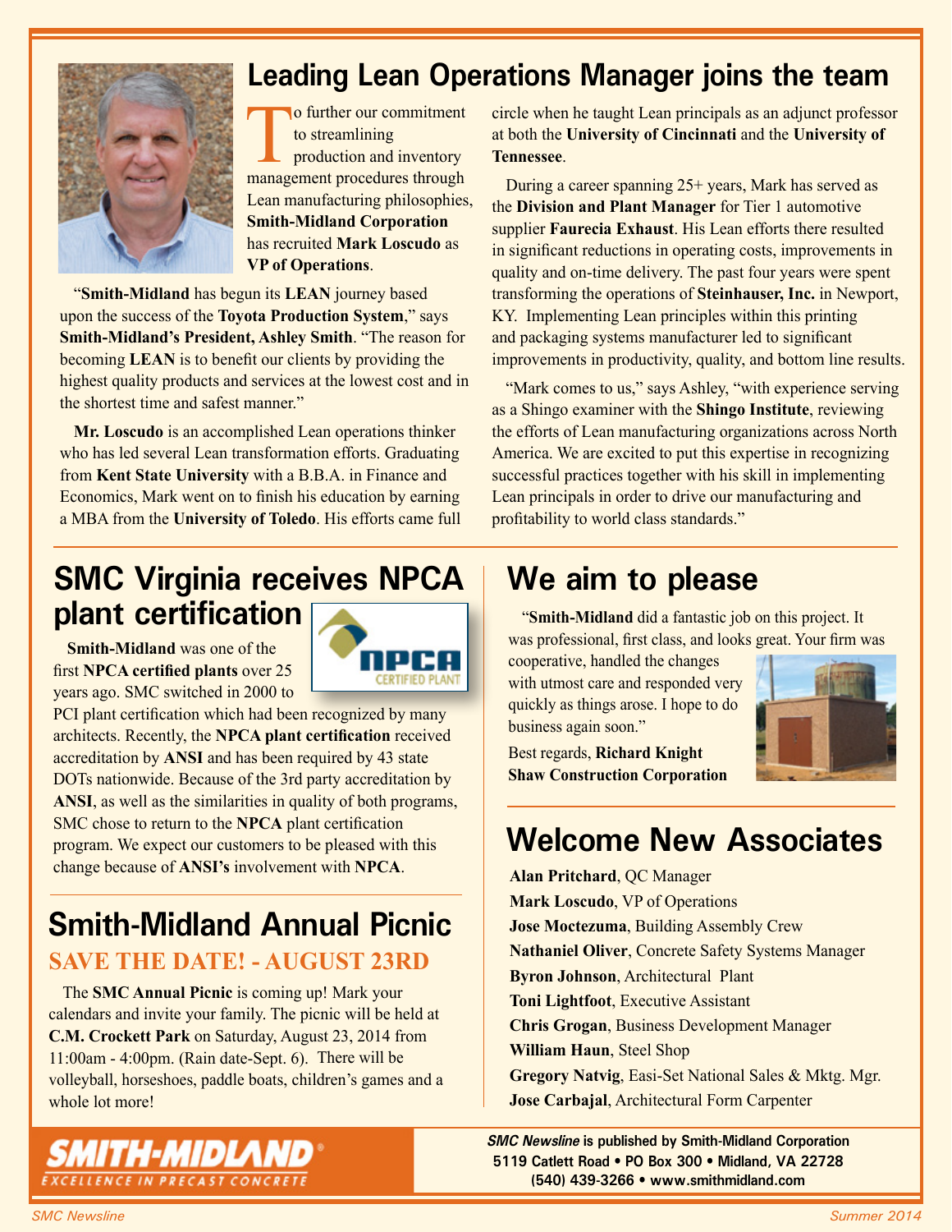## Leading Lean Operations Manager joins the team

To further our commitment to streamlining production and inventory management procedures through Lean manufacturing philosophies, **Smith-Midland Corporation** has recruited **Mark Loscudo** as **VP of Operations**.

"**Smith-Midland** has begun its **LEAN** journey based upon the success of the **Toyota Production System**," says **Smith-Midland's President, Ashley Smith**. "The reason for becoming **LEAN** is to benefit our clients by providing the highest quality products and services at the lowest cost and in the shortest time and safest manner."

**Mr. Loscudo** is an accomplished Lean operations thinker who has led several Lean transformation efforts. Graduating from **Kent State University** with a B.B.A. in Finance and Economics, Mark went on to finish his education by earning a MBA from the **University of Toledo**. His efforts came full circle when he taught Lean principals as an adjunct professor at both the **University of Cincinnati** and the **University of Tennessee**.

During a career spanning 25+ years, Mark has served as the **Division and Plant Manager** for Tier 1 automotive supplier **Faurecia Exhaust**. His Lean efforts there resulted in significant reductions in operating costs, improvements in quality and on-time delivery. The past four years were spent transforming the operations of **Steinhauser, Inc.** in Newport, KY. Implementing Lean principles within this printing and packaging systems manufacturer led to significant improvements in productivity, quality, and bottom line results.

"Mark comes to us," says Ashley, "with experience serving as a Shingo examiner with the **Shingo Institute**, reviewing the efforts of Lean manufacturing organizations across North America. We are excited to put this expertise in recognizing successful practices together with his skill in implementing Lean principals in order to drive our manufacturing and profitability to world class standards."

## SMC Virginia receives NPCA plant certification

**Smith-Midland** was one of the first **NPCA certified plants** over 25 years ago. SMC switched in 2000 to PCI plant certification which had been recognized by many architects. Recently, the **NPCA plant certification** received accreditation by **ANSI** and has been required by 43 state DOTs nationwide. Because of the 3rd party accreditation by **ANSI**, as well as the similarities in quality of both programs, SMC chose to return to the **NPCA** plant certification program. We expect our customers to be pleased with this change because of **ANSI's** involvement with **NPCA**.

## Smith-Midland Annual Picnic

### SAVE THE DATE! - AUGUST 23RD

The **SMC Annual Picnic** is coming up! Mark your calendars and invite your family. The picnic will be held at **C.M. Crockett Park** on Saturday, August 23, 2014 from 11:00am - 4:00pm. (Rain date-Sept. 6). There will be volleyball, horseshoes, paddle boats, children's games and a whole lot more!

## We aim to please

"**Smith-Midland** did a fantastic job on this project. It was professional, first class, and looks great. Your firm was cooperative, handled the changes with utmost care and responded very quickly as things arose. I hope to do business again soon."

Best regards, **Richard Knight**
**Shaw Construction Corporation**

## Welcome New Associates

**Alan Pritchard**, QC Manager
**Mark Loscudo**, VP of Operations
**Jose Moctezuma**, Building Assembly Crew
**Nathaniel Oliver**, Concrete Safety Systems Manager
**Byron Johnson**, Architectural Plant
**Toni Lightfoot**, Executive Assistant
**Chris Grogan**, Business Development Manager
**William Haun**, Steel Shop
**Gregory Natvig**, Easi-Set National Sales & Mktg. Mgr.
**Jose Carbajal**, Architectural Form Carpenter

**SMITH-MIDLAND**®
EXCELLENCE IN PRECAST CONCRETE

***SMC Newsline*** **is published by Smith-Midland Corporation**
**5119 Catlett Road • PO Box 300 • Midland, VA 22728**
**(540) 439-3266 • www.smithmidland.com**